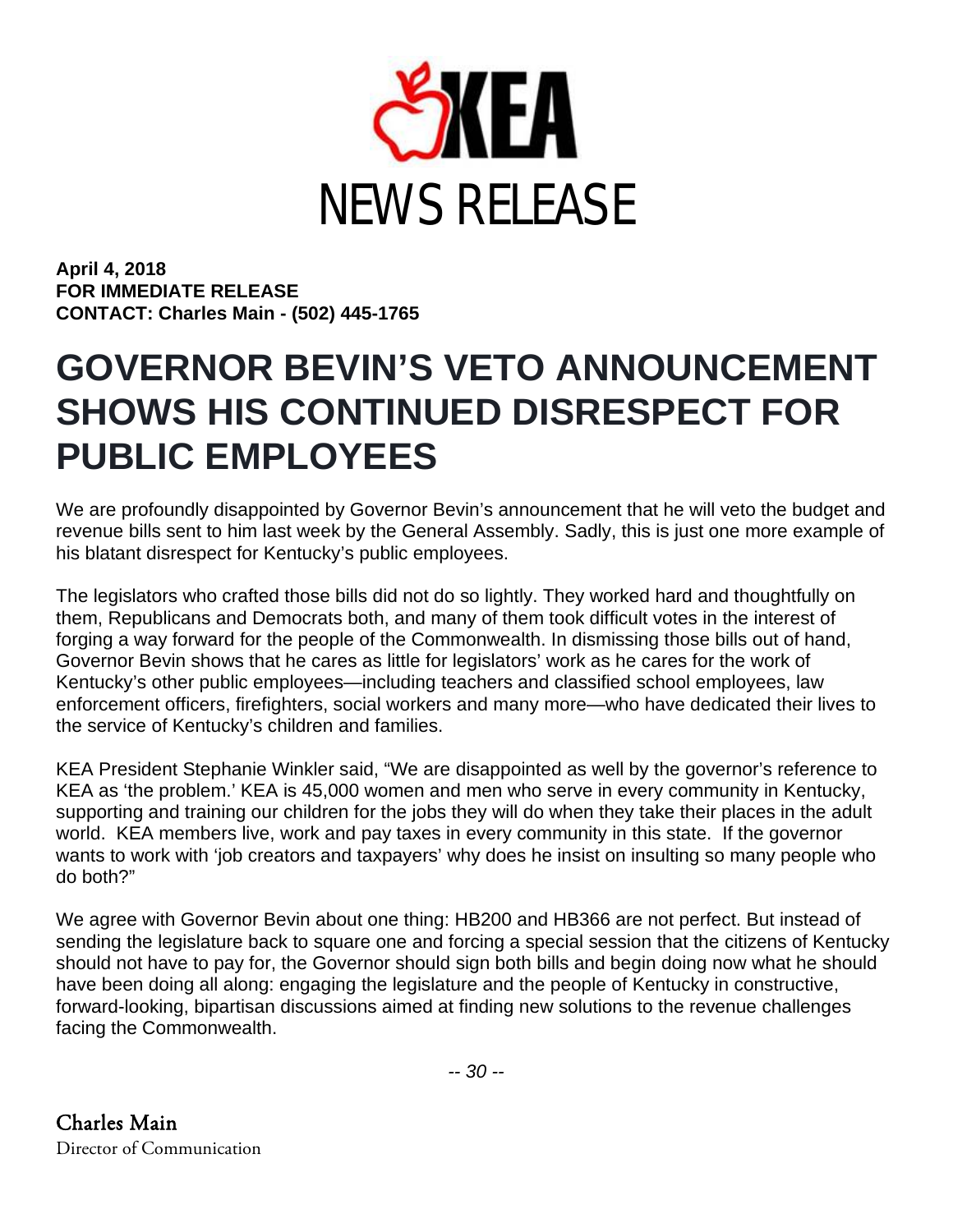# KEA

## NEWS RELEASE

**April 4, 2018**
**FOR IMMEDIATE RELEASE**
**CONTACT: Charles Main - (502) 445-1765**

# GOVERNOR BEVIN'S VETO ANNOUNCEMENT SHOWS HIS CONTINUED DISRESPECT FOR PUBLIC EMPLOYEES

We are profoundly disappointed by Governor Bevin's announcement that he will veto the budget and revenue bills sent to him last week by the General Assembly. Sadly, this is just one more example of his blatant disrespect for Kentucky's public employees.

The legislators who crafted those bills did not do so lightly. They worked hard and thoughtfully on them, Republicans and Democrats both, and many of them took difficult votes in the interest of forging a way forward for the people of the Commonwealth. In dismissing those bills out of hand, Governor Bevin shows that he cares as little for legislators' work as he cares for the work of Kentucky's other public employees—including teachers and classified school employees, law enforcement officers, firefighters, social workers and many more—who have dedicated their lives to the service of Kentucky's children and families.

KEA President Stephanie Winkler said, "We are disappointed as well by the governor's reference to KEA as 'the problem.' KEA is 45,000 women and men who serve in every community in Kentucky, supporting and training our children for the jobs they will do when they take their places in the adult world. KEA members live, work and pay taxes in every community in this state. If the governor wants to work with 'job creators and taxpayers' why does he insist on insulting so many people who do both?"

We agree with Governor Bevin about one thing: HB200 and HB366 are not perfect. But instead of sending the legislature back to square one and forcing a special session that the citizens of Kentucky should not have to pay for, the Governor should sign both bills and begin doing now what he should have been doing all along: engaging the legislature and the people of Kentucky in constructive, forward-looking, bipartisan discussions aimed at finding new solutions to the revenue challenges facing the Commonwealth.

*-- 30 --*

Charles Main
Director of Communication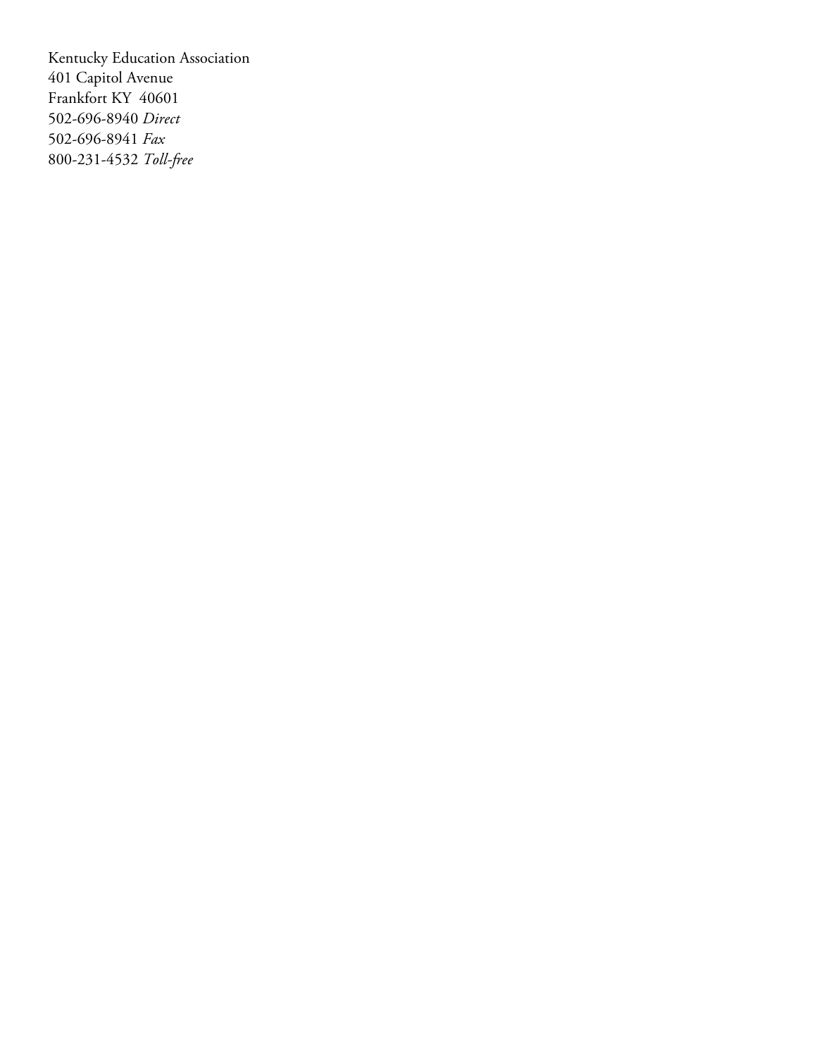Kentucky Education Association
401 Capitol Avenue
Frankfort KY  40601
502-696-8940 *Direct*
502-696-8941 *Fax*
800-231-4532 *Toll-free*